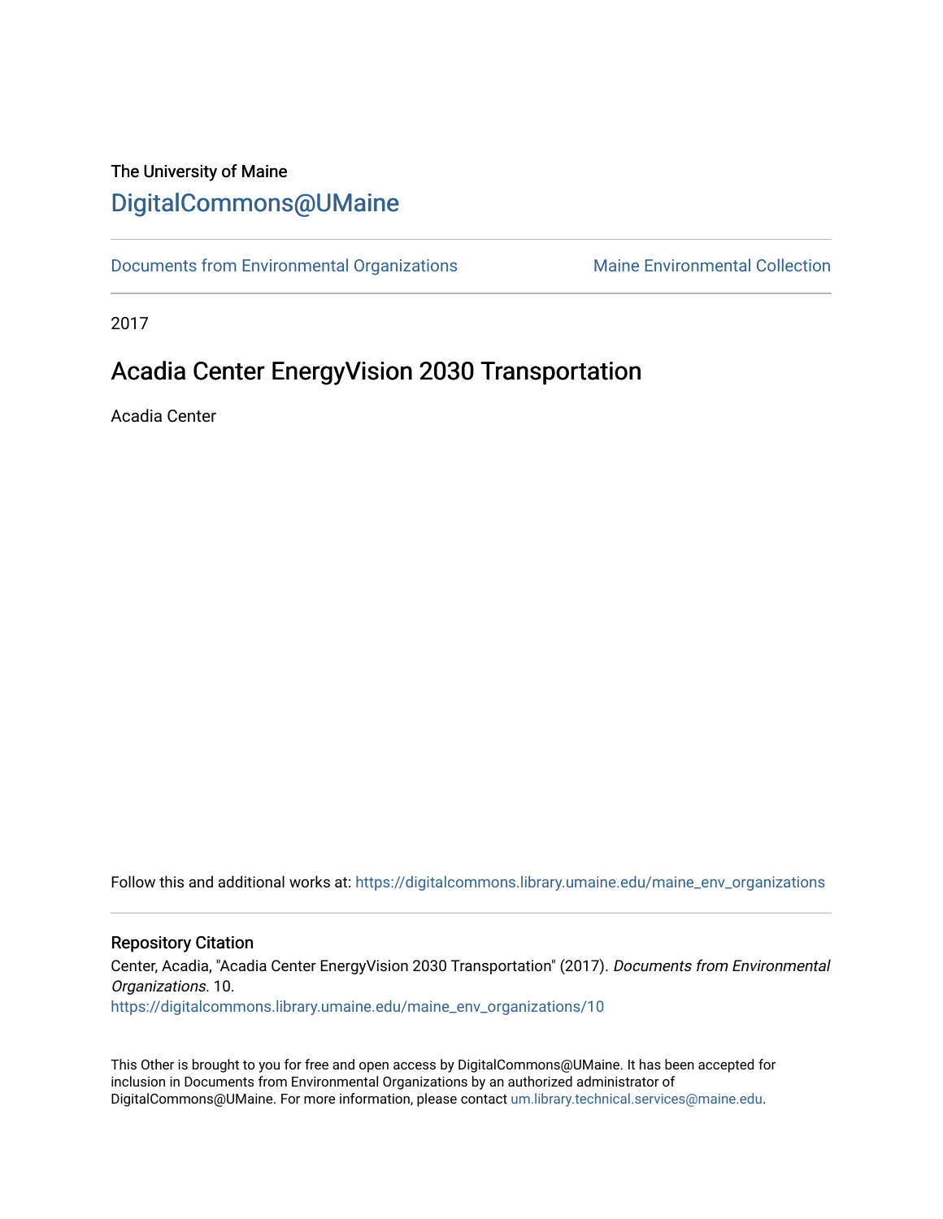The University of Maine

# DigitalCommons@UMaine

Documents from Environmental Organizations | Maine Environmental Collection

2017

## Acadia Center EnergyVision 2030 Transportation

Acadia Center

Follow this and additional works at: https://digitalcommons.library.umaine.edu/maine_env_organizations

### Repository Citation

Center, Acadia, "Acadia Center EnergyVision 2030 Transportation" (2017). *Documents from Environmental Organizations*. 10.
https://digitalcommons.library.umaine.edu/maine_env_organizations/10

This Other is brought to you for free and open access by DigitalCommons@UMaine. It has been accepted for inclusion in Documents from Environmental Organizations by an authorized administrator of DigitalCommons@UMaine. For more information, please contact um.library.technical.services@maine.edu.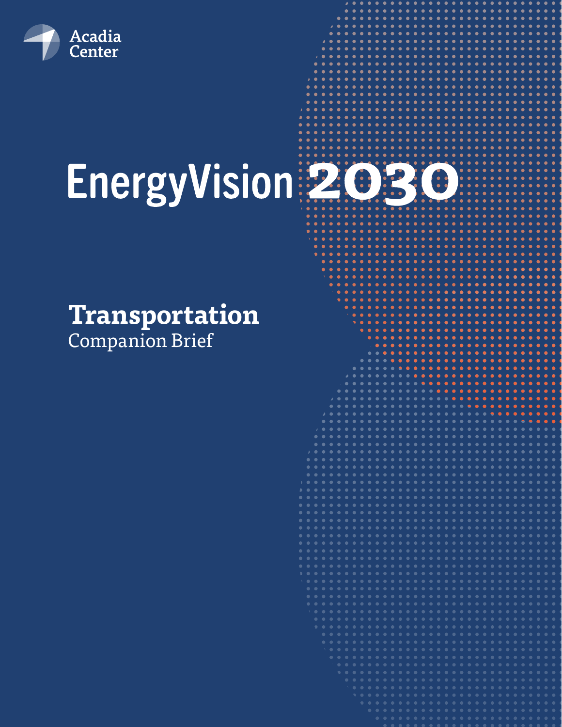Acadia Center

# EnergyVision 2030

## Transportation

Companion Brief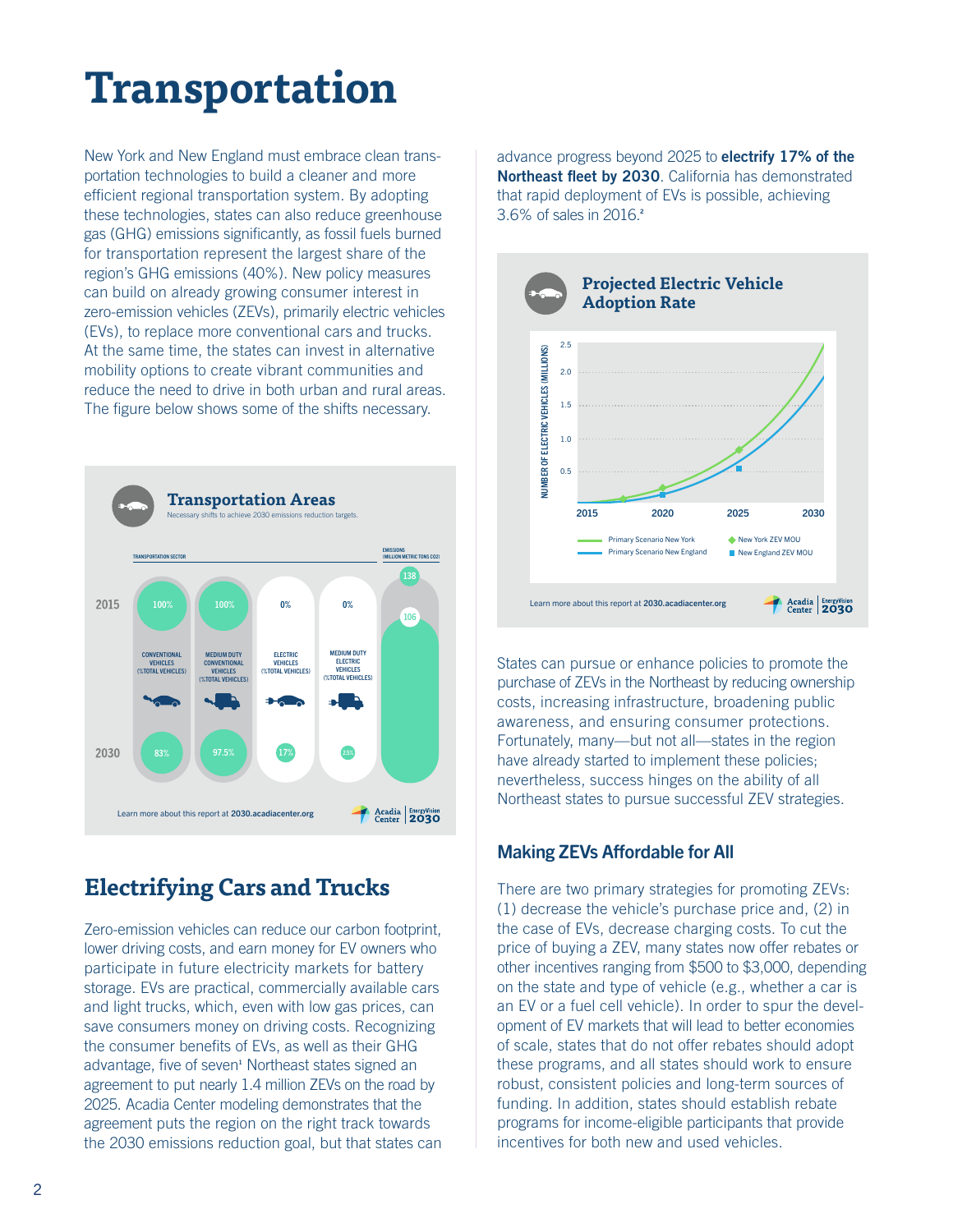# Transportation

New York and New England must embrace clean transportation technologies to build a cleaner and more efficient regional transportation system. By adopting these technologies, states can also reduce greenhouse gas (GHG) emissions significantly, as fossil fuels burned for transportation represent the largest share of the region's GHG emissions (40%). New policy measures can build on already growing consumer interest in zero-emission vehicles (ZEVs), primarily electric vehicles (EVs), to replace more conventional cars and trucks. At the same time, the states can invest in alternative mobility options to create vibrant communities and reduce the need to drive in both urban and rural areas. The figure below shows some of the shifts necessary.

## Transportation Areas

Necessary shifts to achieve 2030 emissions reduction targets.

| | Conventional Vehicles (%Total Vehicles) | Medium Duty Conventional Vehicles (%Total Vehicles) | Electric Vehicles (%Total Vehicles) | Medium Duty Electric Vehicles (%Total Vehicles) | Emissions (Million Metric Tons CO2) |
|---|---|---|---|---|---|
| 2015 | 100% | 100% | 0% | 0% | 138 |
| 2030 | 83% | 97.5% | 17% | 2.5% | 106 |

Learn more about this report at 2030.acadiacenter.org

## Electrifying Cars and Trucks

Zero-emission vehicles can reduce our carbon footprint, lower driving costs, and earn money for EV owners who participate in future electricity markets for battery storage. EVs are practical, commercially available cars and light trucks, which, even with low gas prices, can save consumers money on driving costs. Recognizing the consumer benefits of EVs, as well as their GHG advantage, five of seven[1] Northeast states signed an agreement to put nearly 1.4 million ZEVs on the road by 2025. Acadia Center modeling demonstrates that the agreement puts the region on the right track towards the 2030 emissions reduction goal, but that states can advance progress beyond 2025 to **electrify 17% of the Northeast fleet by 2030**. California has demonstrated that rapid deployment of EVs is possible, achieving 3.6% of sales in 2016.[2]

## Projected Electric Vehicle Adoption Rate

Learn more about this report at 2030.acadiacenter.org

States can pursue or enhance policies to promote the purchase of ZEVs in the Northeast by reducing ownership costs, increasing infrastructure, broadening public awareness, and ensuring consumer protections. Fortunately, many—but not all—states in the region have already started to implement these policies; nevertheless, success hinges on the ability of all Northeast states to pursue successful ZEV strategies.

### Making ZEVs Affordable for All

There are two primary strategies for promoting ZEVs: (1) decrease the vehicle's purchase price and, (2) in the case of EVs, decrease charging costs. To cut the price of buying a ZEV, many states now offer rebates or other incentives ranging from $500 to $3,000, depending on the state and type of vehicle (e.g., whether a car is an EV or a fuel cell vehicle). In order to spur the development of EV markets that will lead to better economies of scale, states that do not offer rebates should adopt these programs, and all states should work to ensure robust, consistent policies and long-term sources of funding. In addition, states should establish rebate programs for income-eligible participants that provide incentives for both new and used vehicles.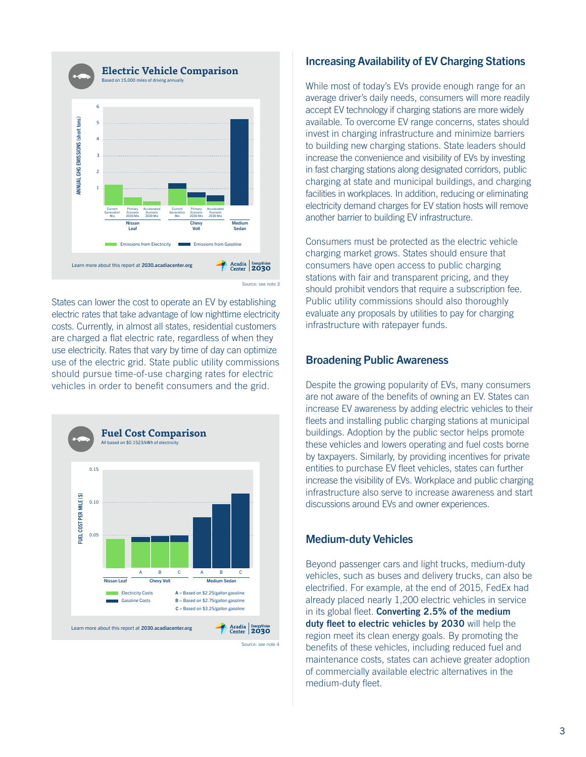## Electric Vehicle Comparison

Based on 15,000 miles of driving annually

ANNUAL GHG EMISSIONS (short tons)

Nissan Leaf: Current Generation Mix, Primary Scenario 2030 Mix, Accelerated Scenario 2030 Mix

Chevy Volt: Current Generation Mix, Primary Scenario 2030 Mix, Accelerated Scenario 2030 Mix

Medium Sedan

Emissions from Electricity | Emissions from Gasoline

Learn more about this report at **2030.acadiacenter.org**

Source: see note 3

States can lower the cost to operate an EV by establishing electric rates that take advantage of low nighttime electricity costs. Currently, in almost all states, residential customers are charged a flat electric rate, regardless of when they use electricity. Rates that vary by time of day can optimize use of the electric grid. State public utility commissions should pursue time-of-use charging rates for electric vehicles in order to benefit consumers and the grid.

## Fuel Cost Comparison

All based on $0.1523/kWh of electricity

FUEL COST PER MILE ($)

Nissan Leaf; Chevy Volt (A, B, C); Medium Sedan (A, B, C)

Electricity Costs | Gasoline Costs

A = Based on $2.25/gallon gasoline
B = Based on $2.75/gallon gasoline
C = Based on $3.25/gallon gasoline

Learn more about this report at **2030.acadiacenter.org**

Source: see note 4

## Increasing Availability of EV Charging Stations

While most of today's EVs provide enough range for an average driver's daily needs, consumers will more readily accept EV technology if charging stations are more widely available. To overcome EV range concerns, states should invest in charging infrastructure and minimize barriers to building new charging stations. State leaders should increase the convenience and visibility of EVs by investing in fast charging stations along designated corridors, public charging at state and municipal buildings, and charging facilities in workplaces. In addition, reducing or eliminating electricity demand charges for EV station hosts will remove another barrier to building EV infrastructure.

Consumers must be protected as the electric vehicle charging market grows. States should ensure that consumers have open access to public charging stations with fair and transparent pricing, and they should prohibit vendors that require a subscription fee. Public utility commissions should also thoroughly evaluate any proposals by utilities to pay for charging infrastructure with ratepayer funds.

## Broadening Public Awareness

Despite the growing popularity of EVs, many consumers are not aware of the benefits of owning an EV. States can increase EV awareness by adding electric vehicles to their fleets and installing public charging stations at municipal buildings. Adoption by the public sector helps promote these vehicles and lowers operating and fuel costs borne by taxpayers. Similarly, by providing incentives for private entities to purchase EV fleet vehicles, states can further increase the visibility of EVs. Workplace and public charging infrastructure also serve to increase awareness and start discussions around EVs and owner experiences.

## Medium-duty Vehicles

Beyond passenger cars and light trucks, medium-duty vehicles, such as buses and delivery trucks, can also be electrified. For example, at the end of 2015, FedEx had already placed nearly 1,200 electric vehicles in service in its global fleet. **Converting 2.5% of the medium duty fleet to electric vehicles by 2030** will help the region meet its clean energy goals. By promoting the benefits of these vehicles, including reduced fuel and maintenance costs, states can achieve greater adoption of commercially available electric alternatives in the medium-duty fleet.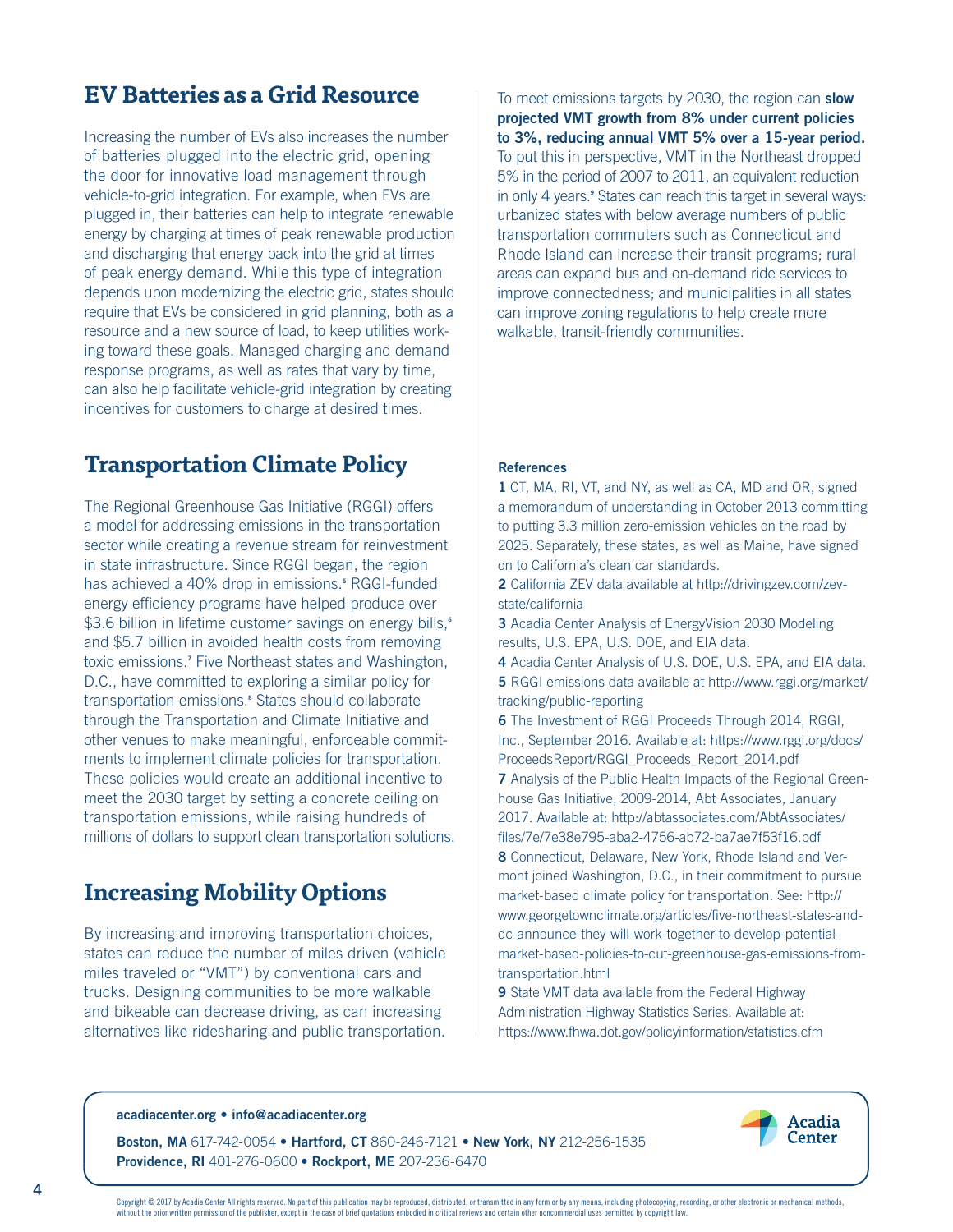## EV Batteries as a Grid Resource

Increasing the number of EVs also increases the number of batteries plugged into the electric grid, opening the door for innovative load management through vehicle-to-grid integration. For example, when EVs are plugged in, their batteries can help to integrate renewable energy by charging at times of peak renewable production and discharging that energy back into the grid at times of peak energy demand. While this type of integration depends upon modernizing the electric grid, states should require that EVs be considered in grid planning, both as a resource and a new source of load, to keep utilities working toward these goals. Managed charging and demand response programs, as well as rates that vary by time, can also help facilitate vehicle-grid integration by creating incentives for customers to charge at desired times.

## Transportation Climate Policy

The Regional Greenhouse Gas Initiative (RGGI) offers a model for addressing emissions in the transportation sector while creating a revenue stream for reinvestment in state infrastructure. Since RGGI began, the region has achieved a 40% drop in emissions.[5] RGGI-funded energy efficiency programs have helped produce over $3.6 billion in lifetime customer savings on energy bills,[6] and $5.7 billion in avoided health costs from removing toxic emissions.[7] Five Northeast states and Washington, D.C., have committed to exploring a similar policy for transportation emissions.[8] States should collaborate through the Transportation and Climate Initiative and other venues to make meaningful, enforceable commitments to implement climate policies for transportation. These policies would create an additional incentive to meet the 2030 target by setting a concrete ceiling on transportation emissions, while raising hundreds of millions of dollars to support clean transportation solutions.

## Increasing Mobility Options

By increasing and improving transportation choices, states can reduce the number of miles driven (vehicle miles traveled or "VMT") by conventional cars and trucks. Designing communities to be more walkable and bikeable can decrease driving, as can increasing alternatives like ridesharing and public transportation.

To meet emissions targets by 2030, the region can **slow projected VMT growth from 8% under current policies to 3%, reducing annual VMT 5% over a 15-year period.** To put this in perspective, VMT in the Northeast dropped 5% in the period of 2007 to 2011, an equivalent reduction in only 4 years.[9] States can reach this target in several ways: urbanized states with below average numbers of public transportation commuters such as Connecticut and Rhode Island can increase their transit programs; rural areas can expand bus and on-demand ride services to improve connectedness; and municipalities in all states can improve zoning regulations to help create more walkable, transit-friendly communities.

#### References

**1** CT, MA, RI, VT, and NY, as well as CA, MD and OR, signed a memorandum of understanding in October 2013 committing to putting 3.3 million zero-emission vehicles on the road by 2025. Separately, these states, as well as Maine, have signed on to California's clean car standards.

**2** California ZEV data available at http://drivingzev.com/zev-state/california

**3** Acadia Center Analysis of EnergyVision 2030 Modeling results, U.S. EPA, U.S. DOE, and EIA data.

**4** Acadia Center Analysis of U.S. DOE, U.S. EPA, and EIA data.

**5** RGGI emissions data available at http://www.rggi.org/market/tracking/public-reporting

**6** The Investment of RGGI Proceeds Through 2014, RGGI, Inc., September 2016. Available at: https://www.rggi.org/docs/ProceedsReport/RGGI_Proceeds_Report_2014.pdf

**7** Analysis of the Public Health Impacts of the Regional Greenhouse Gas Initiative, 2009-2014, Abt Associates, January 2017. Available at: http://abtassociates.com/AbtAssociates/files/7e/7e38e795-aba2-4756-ab72-ba7ae7f53f16.pdf

**8** Connecticut, Delaware, New York, Rhode Island and Vermont joined Washington, D.C., in their commitment to pursue market-based climate policy for transportation. See: http://www.georgetownclimate.org/articles/five-northeast-states-and-dc-announce-they-will-work-together-to-develop-potential-market-based-policies-to-cut-greenhouse-gas-emissions-from-transportation.html

**9** State VMT data available from the Federal Highway Administration Highway Statistics Series. Available at: https://www.fhwa.dot.gov/policyinformation/statistics.cfm

**acadiacenter.org • info@acadiacenter.org**

**Boston, MA** 617-742-0054 • **Hartford, CT** 860-246-7121 • **New York, NY** 212-256-1535
**Providence, RI** 401-276-0600 • **Rockport, ME** 207-236-6470

Acadia Center

Copyright © 2017 by Acadia Center All rights reserved. No part of this publication may be reproduced, distributed, or transmitted in any form or by any means, including photocopying, recording, or other electronic or mechanical methods, without the prior written permission of the publisher, except in the case of brief quotations embodied in critical reviews and certain other noncommercial uses permitted by copyright law.